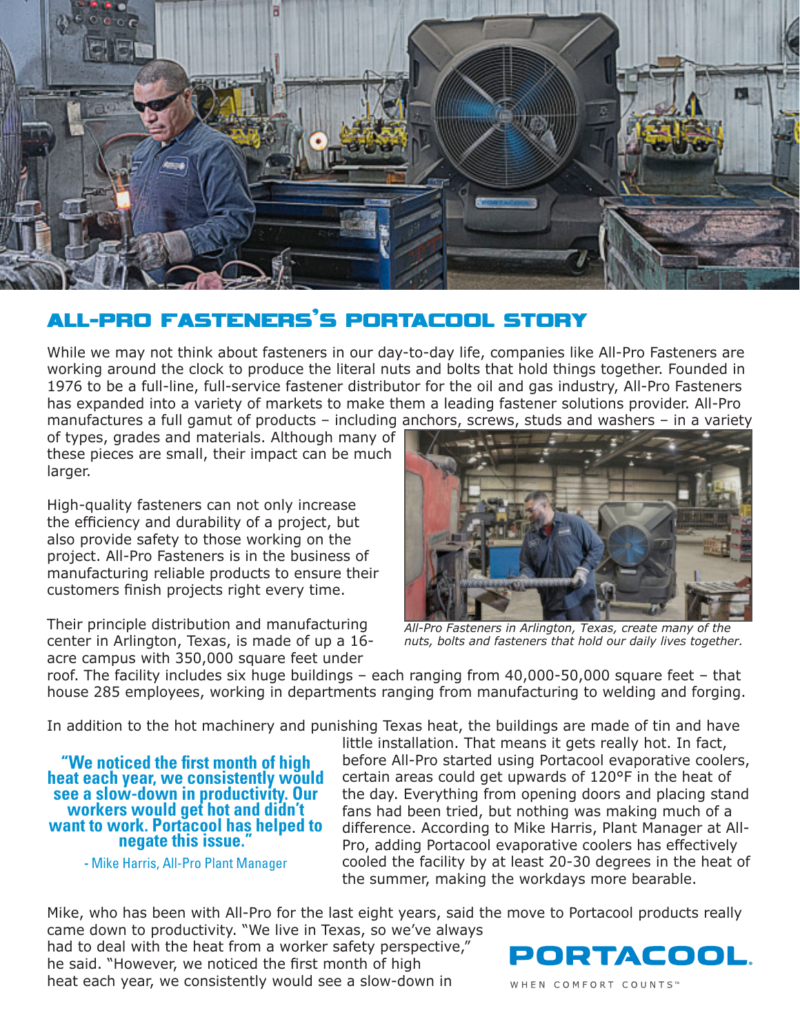# ALL-PRO FASTENERS'S PORTACOOL STORY

While we may not think about fasteners in our day-to-day life, companies like All-Pro Fasteners are working around the clock to produce the literal nuts and bolts that hold things together. Founded in 1976 to be a full-line, full-service fastener distributor for the oil and gas industry, All-Pro Fasteners has expanded into a variety of markets to make them a leading fastener solutions provider. All-Pro manufactures a full gamut of products – including anchors, screws, studs and washers – in a variety of types, grades and materials. Although many of these pieces are small, their impact can be much larger.

High-quality fasteners can not only increase the efficiency and durability of a project, but also provide safety to those working on the project. All-Pro Fasteners is in the business of manufacturing reliable products to ensure their customers finish projects right every time.

*All-Pro Fasteners in Arlington, Texas, create many of the nuts, bolts and fasteners that hold our daily lives together.*

Their principle distribution and manufacturing center in Arlington, Texas, is made of up a 16-acre campus with 350,000 square feet under roof. The facility includes six huge buildings – each ranging from 40,000-50,000 square feet – that house 285 employees, working in departments ranging from manufacturing to welding and forging.

In addition to the hot machinery and punishing Texas heat, the buildings are made of tin and have little installation. That means it gets really hot. In fact, before All-Pro started using Portacool evaporative coolers, certain areas could get upwards of 120°F in the heat of the day. Everything from opening doors and placing stand fans had been tried, but nothing was making much of a difference. According to Mike Harris, Plant Manager at All-Pro, adding Portacool evaporative coolers has effectively cooled the facility by at least 20-30 degrees in the heat of the summer, making the workdays more bearable.

> **"We noticed the first month of high heat each year, we consistently would see a slow-down in productivity. Our workers would get hot and didn't want to work. Portacool has helped to negate this issue."**
>
> \- Mike Harris, All-Pro Plant Manager

Mike, who has been with All-Pro for the last eight years, said the move to Portacool products really came down to productivity. "We live in Texas, so we've always had to deal with the heat from a worker safety perspective," he said. "However, we noticed the first month of high heat each year, we consistently would see a slow-down in

**PORTACOOL.**

WHEN COMFORT COUNTS™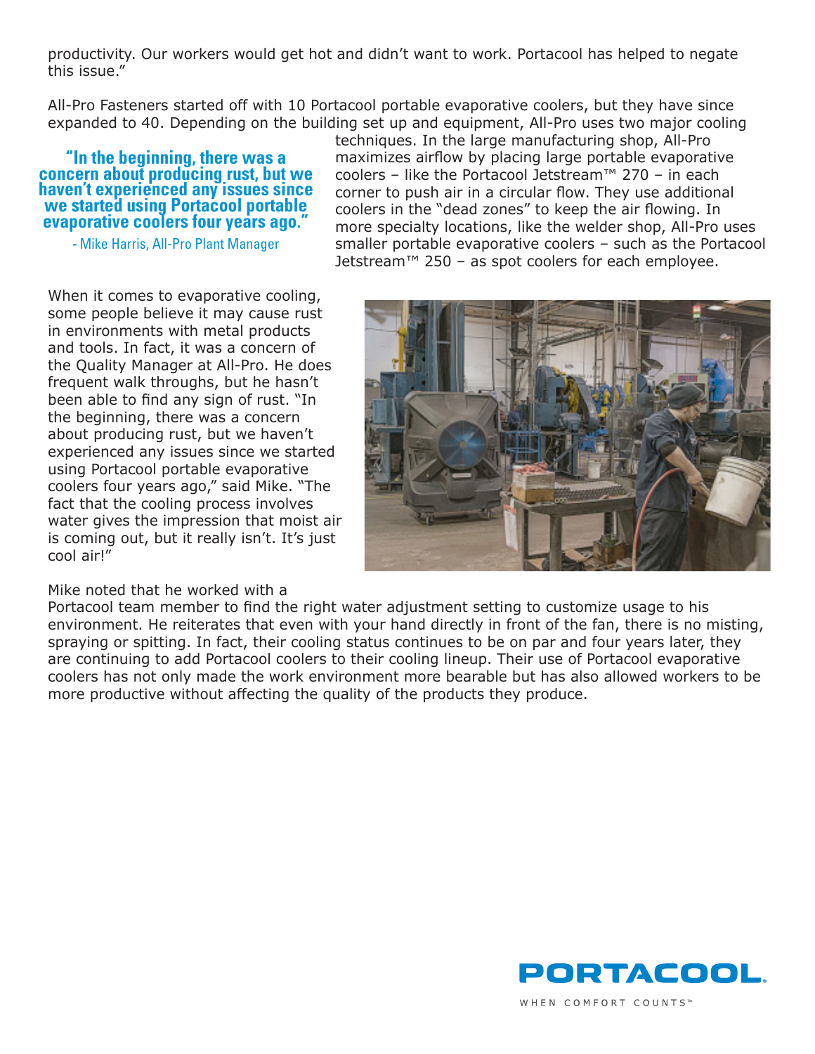productivity. Our workers would get hot and didn't want to work. Portacool has helped to negate this issue."

All-Pro Fasteners started off with 10 Portacool portable evaporative coolers, but they have since expanded to 40. Depending on the building set up and equipment, All-Pro uses two major cooling techniques. In the large manufacturing shop, All-Pro maximizes airflow by placing large portable evaporative coolers – like the Portacool Jetstream™ 270 – in each corner to push air in a circular flow. They use additional coolers in the "dead zones" to keep the air flowing. In more specialty locations, like the welder shop, All-Pro uses smaller portable evaporative coolers – such as the Portacool Jetstream™ 250 – as spot coolers for each employee.

**"In the beginning, there was a concern about producing rust, but we haven't experienced any issues since we started using Portacool portable evaporative coolers four years ago."**

- Mike Harris, All-Pro Plant Manager

When it comes to evaporative cooling, some people believe it may cause rust in environments with metal products and tools. In fact, it was a concern of the Quality Manager at All-Pro. He does frequent walk throughs, but he hasn't been able to find any sign of rust. "In the beginning, there was a concern about producing rust, but we haven't experienced any issues since we started using Portacool portable evaporative coolers four years ago," said Mike. "The fact that the cooling process involves water gives the impression that moist air is coming out, but it really isn't. It's just cool air!"

Mike noted that he worked with a Portacool team member to find the right water adjustment setting to customize usage to his environment. He reiterates that even with your hand directly in front of the fan, there is no misting, spraying or spitting. In fact, their cooling status continues to be on par and four years later, they are continuing to add Portacool coolers to their cooling lineup. Their use of Portacool evaporative coolers has not only made the work environment more bearable but has also allowed workers to be more productive without affecting the quality of the products they produce.

PORTACOOL.

WHEN COMFORT COUNTS™